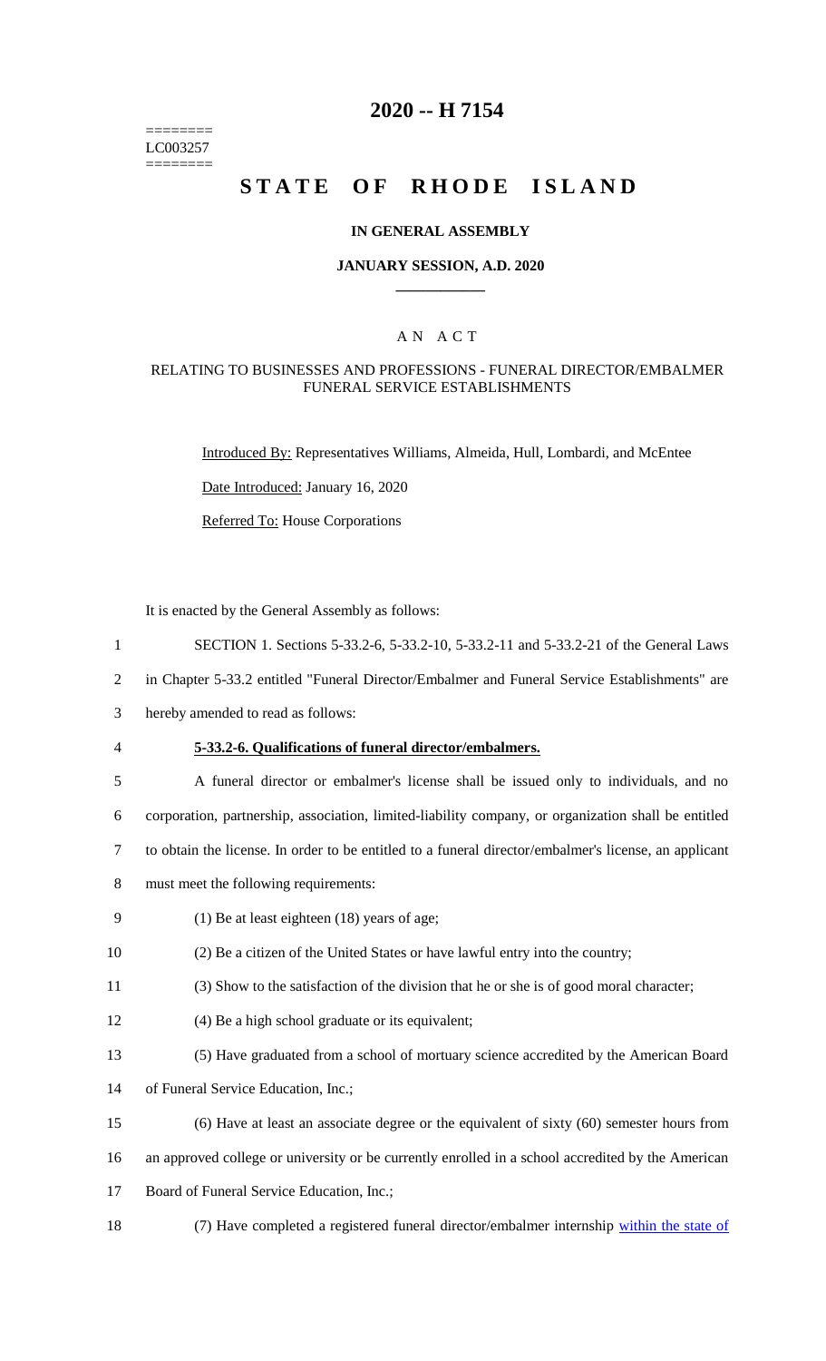========
LC003257
========

# 2020 -- H 7154

# STATE OF RHODE ISLAND

## IN GENERAL ASSEMBLY

### JANUARY SESSION, A.D. 2020

---

## A N A C T

### RELATING TO BUSINESSES AND PROFESSIONS - FUNERAL DIRECTOR/EMBALMER FUNERAL SERVICE ESTABLISHMENTS

Introduced By: Representatives Williams, Almeida, Hull, Lombardi, and McEntee

Date Introduced: January 16, 2020

Referred To: House Corporations

It is enacted by the General Assembly as follows:

1 SECTION 1. Sections 5-33.2-6, 5-33.2-10, 5-33.2-11 and 5-33.2-21 of the General Laws
2 in Chapter 5-33.2 entitled "Funeral Director/Embalmer and Funeral Service Establishments" are
3 hereby amended to read as follows:

4 **5-33.2-6. Qualifications of funeral director/embalmers.**

5 A funeral director or embalmer's license shall be issued only to individuals, and no
6 corporation, partnership, association, limited-liability company, or organization shall be entitled
7 to obtain the license. In order to be entitled to a funeral director/embalmer's license, an applicant
8 must meet the following requirements:

9 (1) Be at least eighteen (18) years of age;

10 (2) Be a citizen of the United States or have lawful entry into the country;

11 (3) Show to the satisfaction of the division that he or she is of good moral character;

12 (4) Be a high school graduate or its equivalent;

13 (5) Have graduated from a school of mortuary science accredited by the American Board
14 of Funeral Service Education, Inc.;

15 (6) Have at least an associate degree or the equivalent of sixty (60) semester hours from
16 an approved college or university or be currently enrolled in a school accredited by the American
17 Board of Funeral Service Education, Inc.;

18 (7) Have completed a registered funeral director/embalmer internship <u>within the state of</u>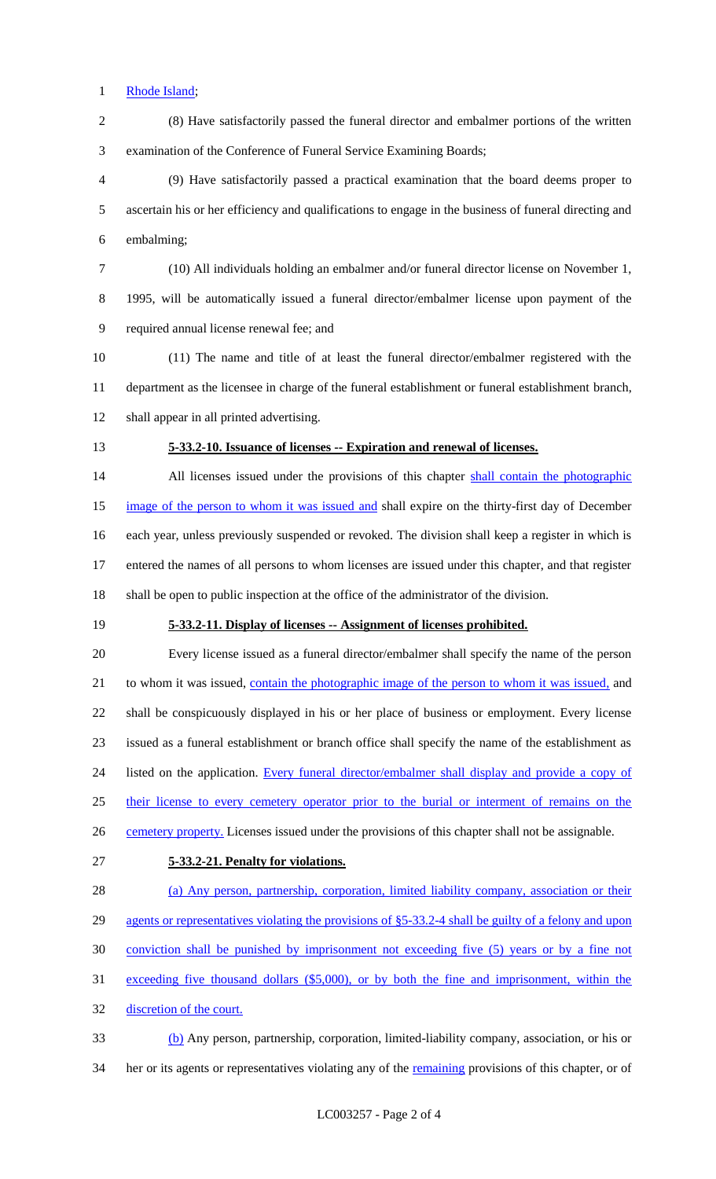Rhode Island;

(8) Have satisfactorily passed the funeral director and embalmer portions of the written examination of the Conference of Funeral Service Examining Boards;

(9) Have satisfactorily passed a practical examination that the board deems proper to ascertain his or her efficiency and qualifications to engage in the business of funeral directing and embalming;

(10) All individuals holding an embalmer and/or funeral director license on November 1, 1995, will be automatically issued a funeral director/embalmer license upon payment of the required annual license renewal fee; and

(11) The name and title of at least the funeral director/embalmer registered with the department as the licensee in charge of the funeral establishment or funeral establishment branch, shall appear in all printed advertising.

**5-33.2-10. Issuance of licenses -- Expiration and renewal of licenses.**

All licenses issued under the provisions of this chapter shall contain the photographic image of the person to whom it was issued and shall expire on the thirty-first day of December each year, unless previously suspended or revoked. The division shall keep a register in which is entered the names of all persons to whom licenses are issued under this chapter, and that register shall be open to public inspection at the office of the administrator of the division.

**5-33.2-11. Display of licenses -- Assignment of licenses prohibited.**

Every license issued as a funeral director/embalmer shall specify the name of the person to whom it was issued, contain the photographic image of the person to whom it was issued, and shall be conspicuously displayed in his or her place of business or employment. Every license issued as a funeral establishment or branch office shall specify the name of the establishment as listed on the application. Every funeral director/embalmer shall display and provide a copy of their license to every cemetery operator prior to the burial or interment of remains on the cemetery property. Licenses issued under the provisions of this chapter shall not be assignable.

**5-33.2-21. Penalty for violations.**

(a) Any person, partnership, corporation, limited liability company, association or their agents or representatives violating the provisions of §5-33.2-4 shall be guilty of a felony and upon conviction shall be punished by imprisonment not exceeding five (5) years or by a fine not exceeding five thousand dollars ($5,000), or by both the fine and imprisonment, within the discretion of the court.

(b) Any person, partnership, corporation, limited-liability company, association, or his or her or its agents or representatives violating any of the remaining provisions of this chapter, or of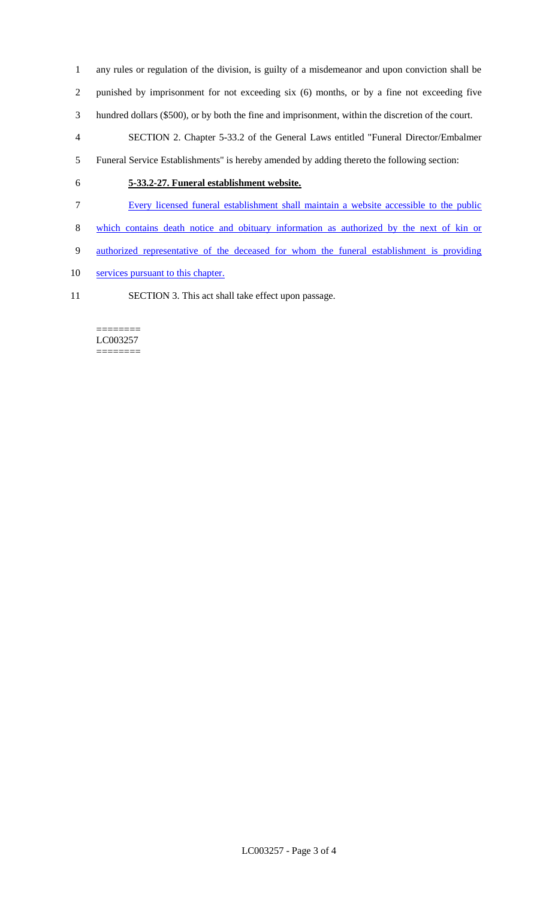any rules or regulation of the division, is guilty of a misdemeanor and upon conviction shall be punished by imprisonment for not exceeding six (6) months, or by a fine not exceeding five hundred dollars ($500), or by both the fine and imprisonment, within the discretion of the court.

SECTION 2. Chapter 5-33.2 of the General Laws entitled "Funeral Director/Embalmer Funeral Service Establishments" is hereby amended by adding thereto the following section:

**5-33.2-27. Funeral establishment website.**

Every licensed funeral establishment shall maintain a website accessible to the public which contains death notice and obituary information as authorized by the next of kin or authorized representative of the deceased for whom the funeral establishment is providing services pursuant to this chapter.

SECTION 3. This act shall take effect upon passage.

========
LC003257
========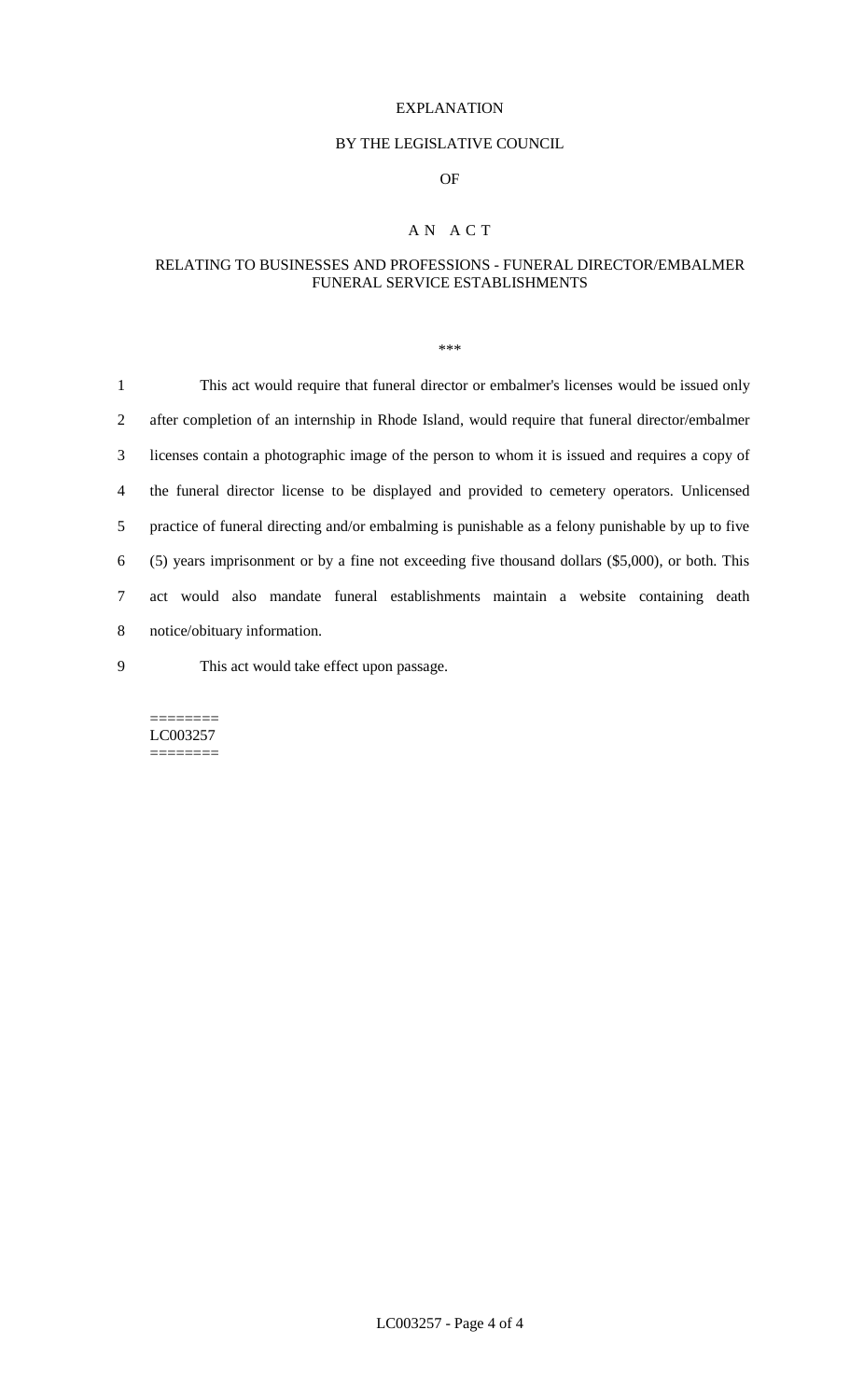EXPLANATION

BY THE LEGISLATIVE COUNCIL

OF

A N A C T

RELATING TO BUSINESSES AND PROFESSIONS - FUNERAL DIRECTOR/EMBALMER FUNERAL SERVICE ESTABLISHMENTS

\*\*\*

1 This act would require that funeral director or embalmer's licenses would be issued only
2 after completion of an internship in Rhode Island, would require that funeral director/embalmer
3 licenses contain a photographic image of the person to whom it is issued and requires a copy of
4 the funeral director license to be displayed and provided to cemetery operators. Unlicensed
5 practice of funeral directing and/or embalming is punishable as a felony punishable by up to five
6 (5) years imprisonment or by a fine not exceeding five thousand dollars ($5,000), or both. This
7 act would also mandate funeral establishments maintain a website containing death
8 notice/obituary information.

9 This act would take effect upon passage.

========
LC003257
========